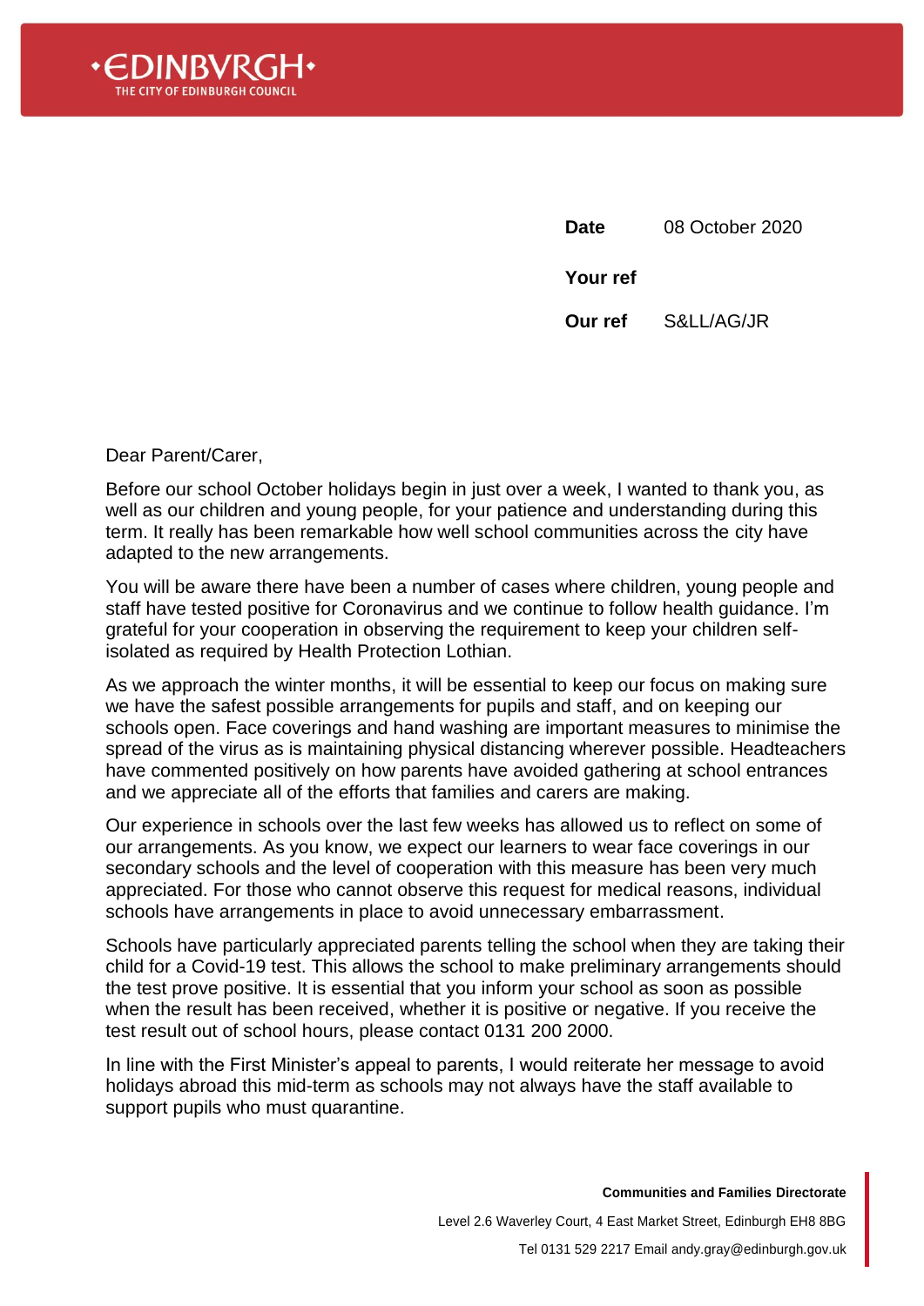**EDINBVRGH**
THE CITY OF EDINBURGH COUNCIL

| | |
|---|---|
| **Date** | 08 October 2020 |
| **Your ref** | |
| **Our ref** | S&LL/AG/JR |

Dear Parent/Carer,

Before our school October holidays begin in just over a week, I wanted to thank you, as well as our children and young people, for your patience and understanding during this term. It really has been remarkable how well school communities across the city have adapted to the new arrangements.

You will be aware there have been a number of cases where children, young people and staff have tested positive for Coronavirus and we continue to follow health guidance. I'm grateful for your cooperation in observing the requirement to keep your children self-isolated as required by Health Protection Lothian.

As we approach the winter months, it will be essential to keep our focus on making sure we have the safest possible arrangements for pupils and staff, and on keeping our schools open. Face coverings and hand washing are important measures to minimise the spread of the virus as is maintaining physical distancing wherever possible. Headteachers have commented positively on how parents have avoided gathering at school entrances and we appreciate all of the efforts that families and carers are making.

Our experience in schools over the last few weeks has allowed us to reflect on some of our arrangements. As you know, we expect our learners to wear face coverings in our secondary schools and the level of cooperation with this measure has been very much appreciated. For those who cannot observe this request for medical reasons, individual schools have arrangements in place to avoid unnecessary embarrassment.

Schools have particularly appreciated parents telling the school when they are taking their child for a Covid-19 test. This allows the school to make preliminary arrangements should the test prove positive. It is essential that you inform your school as soon as possible when the result has been received, whether it is positive or negative. If you receive the test result out of school hours, please contact 0131 200 2000.

In line with the First Minister's appeal to parents, I would reiterate her message to avoid holidays abroad this mid-term as schools may not always have the staff available to support pupils who must quarantine.

**Communities and Families Directorate**

Level 2.6 Waverley Court, 4 East Market Street, Edinburgh EH8 8BG

Tel 0131 529 2217 Email andy.gray@edinburgh.gov.uk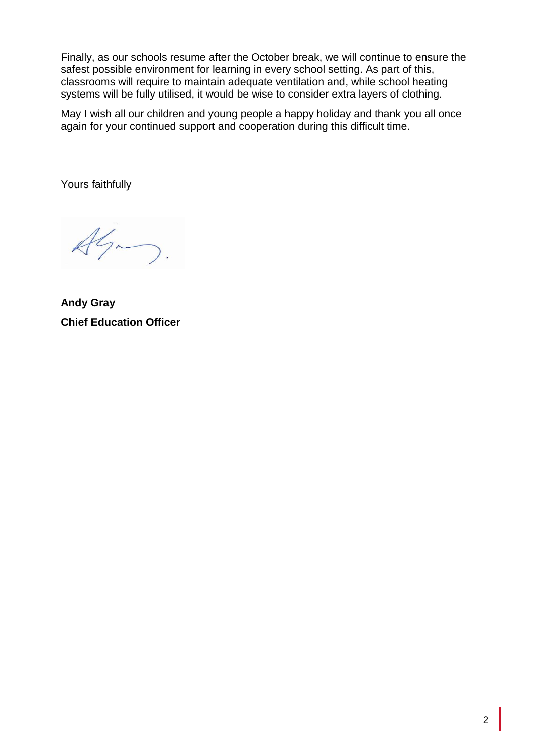Finally, as our schools resume after the October break, we will continue to ensure the safest possible environment for learning in every school setting. As part of this, classrooms will require to maintain adequate ventilation and, while school heating systems will be fully utilised, it would be wise to consider extra layers of clothing.

May I wish all our children and young people a happy holiday and thank you all once again for your continued support and cooperation during this difficult time.

Yours faithfully

**Andy Gray**
**Chief Education Officer**